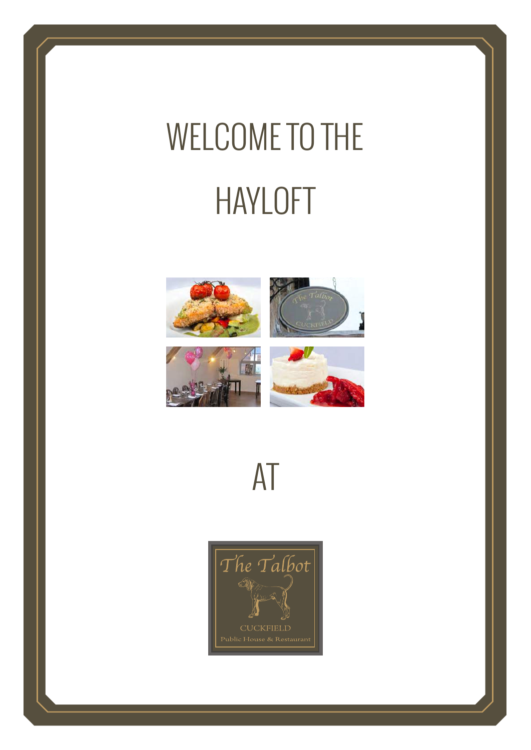# WELCOME TO THE HAYLOFT

# AT

The Talbot

CUCKFIELD

Public House & Restaurant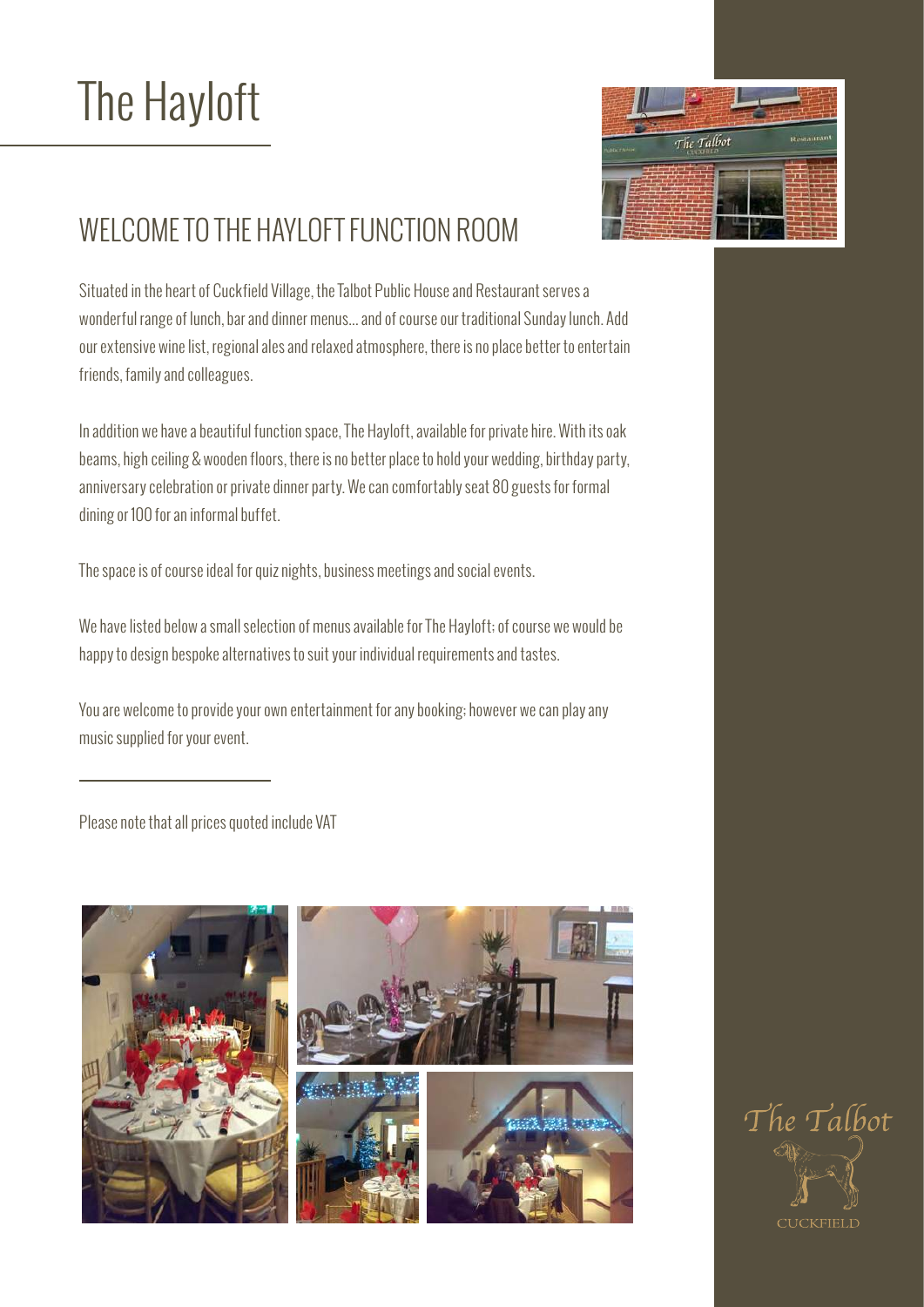# The Hayloft

## WELCOME TO THE HAYLOFT FUNCTION ROOM

Situated in the heart of Cuckfield Village, the Talbot Public House and Restaurant serves a wonderful range of lunch, bar and dinner menus… and of course our traditional Sunday lunch. Add our extensive wine list, regional ales and relaxed atmosphere, there is no place better to entertain friends, family and colleagues.

In addition we have a beautiful function space, The Hayloft, available for private hire. With its oak beams, high ceiling & wooden floors, there is no better place to hold your wedding, birthday party, anniversary celebration or private dinner party. We can comfortably seat 80 guests for formal dining or 100 for an informal buffet.

The space is of course ideal for quiz nights, business meetings and social events.

We have listed below a small selection of menus available for The Hayloft; of course we would be happy to design bespoke alternatives to suit your individual requirements and tastes.

You are welcome to provide your own entertainment for any booking; however we can play any music supplied for your event.

---

Please note that all prices quoted include VAT

The Talbot

CUCKFIELD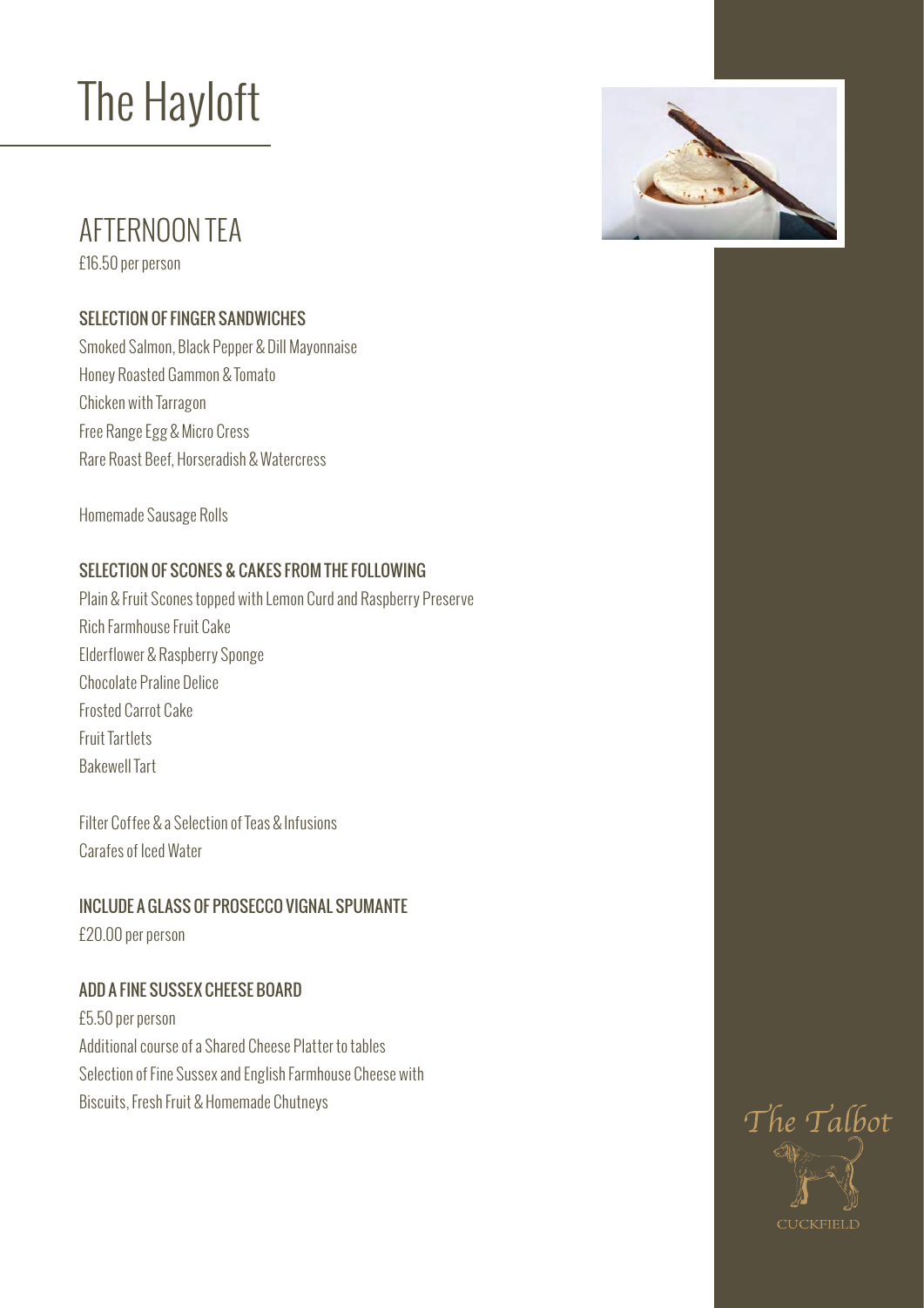# The Hayloft

## AFTERNOON TEA

£16.50 per person

### SELECTION OF FINGER SANDWICHES

Smoked Salmon, Black Pepper & Dill Mayonnaise
Honey Roasted Gammon & Tomato
Chicken with Tarragon
Free Range Egg & Micro Cress
Rare Roast Beef, Horseradish & Watercress

Homemade Sausage Rolls

### SELECTION OF SCONES & CAKES FROM THE FOLLOWING

Plain & Fruit Scones topped with Lemon Curd and Raspberry Preserve
Rich Farmhouse Fruit Cake
Elderflower & Raspberry Sponge
Chocolate Praline Delice
Frosted Carrot Cake
Fruit Tartlets
Bakewell Tart

Filter Coffee & a Selection of Teas & Infusions
Carafes of Iced Water

### INCLUDE A GLASS OF PROSECCO VIGNAL SPUMANTE

£20.00 per person

### ADD A FINE SUSSEX CHEESE BOARD

£5.50 per person
Additional course of a Shared Cheese Platter to tables
Selection of Fine Sussex and English Farmhouse Cheese with
Biscuits, Fresh Fruit & Homemade Chutneys

The Talbot
CUCKFIELD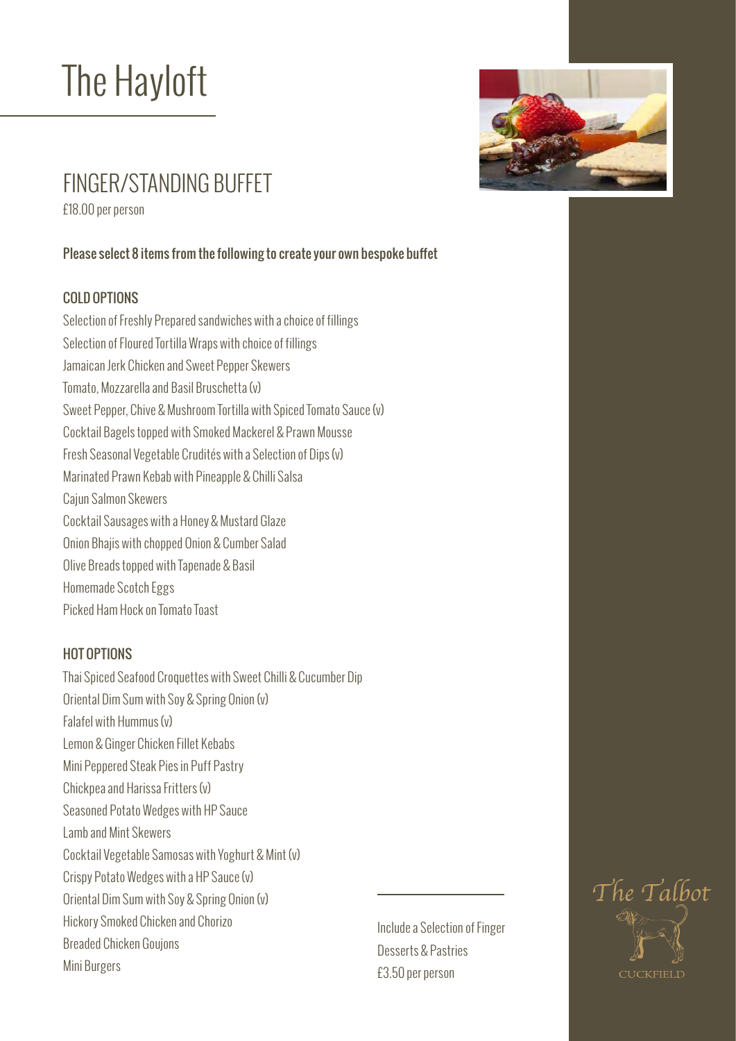# The Hayloft

## FINGER/STANDING BUFFET

£18.00 per person

**Please select 8 items from the following to create your own bespoke buffet**

### COLD OPTIONS

Selection of Freshly Prepared sandwiches with a choice of fillings
Selection of Floured Tortilla Wraps with choice of fillings
Jamaican Jerk Chicken and Sweet Pepper Skewers
Tomato, Mozzarella and Basil Bruschetta (v)
Sweet Pepper, Chive & Mushroom Tortilla with Spiced Tomato Sauce (v)
Cocktail Bagels topped with Smoked Mackerel & Prawn Mousse
Fresh Seasonal Vegetable Crudités with a Selection of Dips (v)
Marinated Prawn Kebab with Pineapple & Chilli Salsa
Cajun Salmon Skewers
Cocktail Sausages with a Honey & Mustard Glaze
Onion Bhajis with chopped Onion & Cumber Salad
Olive Breads topped with Tapenade & Basil
Homemade Scotch Eggs
Picked Ham Hock on Tomato Toast

### HOT OPTIONS

Thai Spiced Seafood Croquettes with Sweet Chilli & Cucumber Dip
Oriental Dim Sum with Soy & Spring Onion (v)
Falafel with Hummus (v)
Lemon & Ginger Chicken Fillet Kebabs
Mini Peppered Steak Pies in Puff Pastry
Chickpea and Harissa Fritters (v)
Seasoned Potato Wedges with HP Sauce
Lamb and Mint Skewers
Cocktail Vegetable Samosas with Yoghurt & Mint (v)
Crispy Potato Wedges with a HP Sauce (v)
Oriental Dim Sum with Soy & Spring Onion (v)
Hickory Smoked Chicken and Chorizo
Breaded Chicken Goujons
Mini Burgers

Include a Selection of Finger Desserts & Pastries
£3.50 per person

The Talbot
CUCKFIELD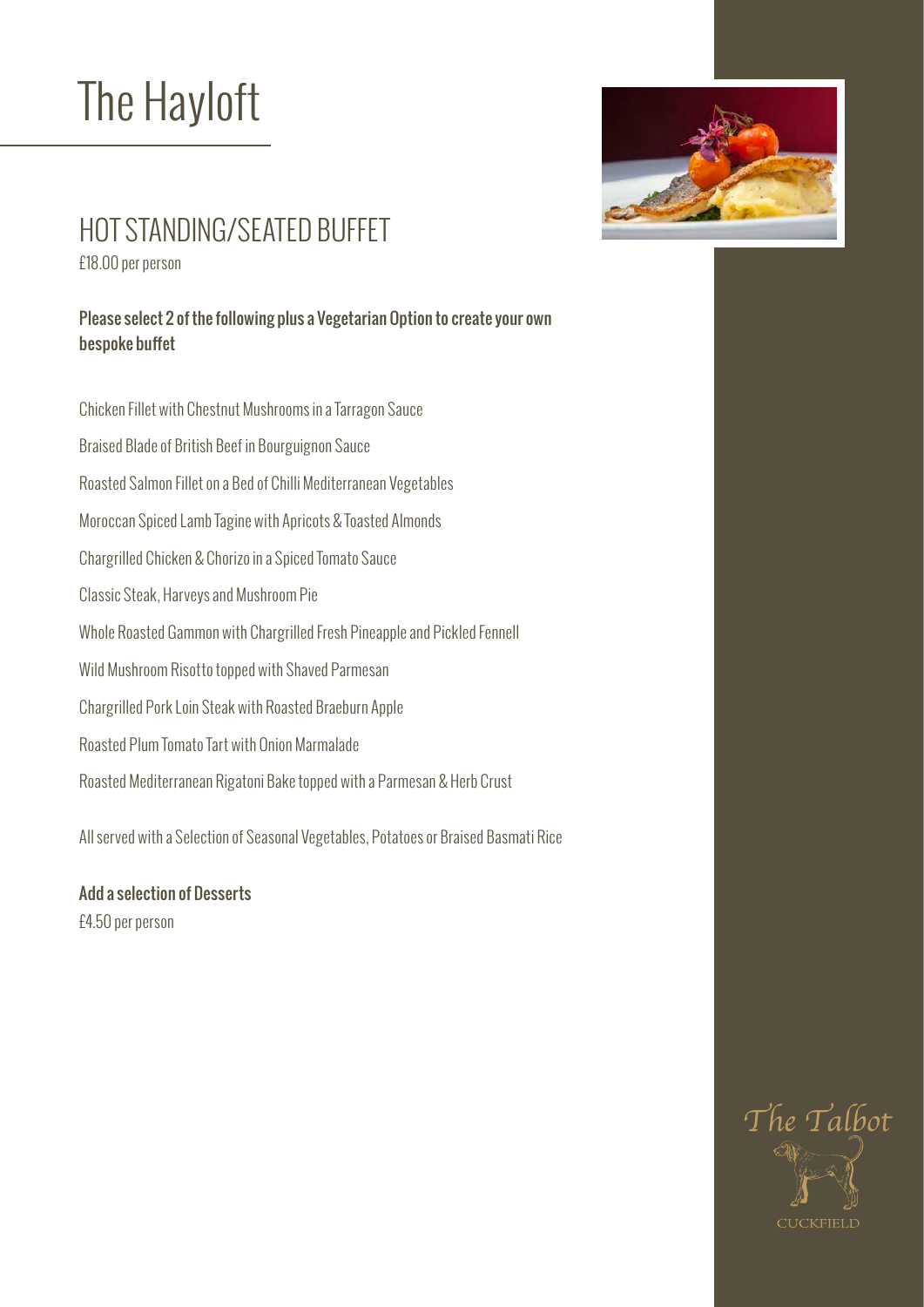# The Hayloft

## HOT STANDING/SEATED BUFFET

£18.00 per person

**Please select 2 of the following plus a Vegetarian Option to create your own bespoke buffet**

Chicken Fillet with Chestnut Mushrooms in a Tarragon Sauce

Braised Blade of British Beef in Bourguignon Sauce

Roasted Salmon Fillet on a Bed of Chilli Mediterranean Vegetables

Moroccan Spiced Lamb Tagine with Apricots & Toasted Almonds

Chargrilled Chicken & Chorizo in a Spiced Tomato Sauce

Classic Steak, Harveys and Mushroom Pie

Whole Roasted Gammon with Chargrilled Fresh Pineapple and Pickled Fennell

Wild Mushroom Risotto topped with Shaved Parmesan

Chargrilled Pork Loin Steak with Roasted Braeburn Apple

Roasted Plum Tomato Tart with Onion Marmalade

Roasted Mediterranean Rigatoni Bake topped with a Parmesan & Herb Crust

All served with a Selection of Seasonal Vegetables, Potatoes or Braised Basmati Rice

**Add a selection of Desserts**

£4.50 per person

The Talbot

CUCKFIELD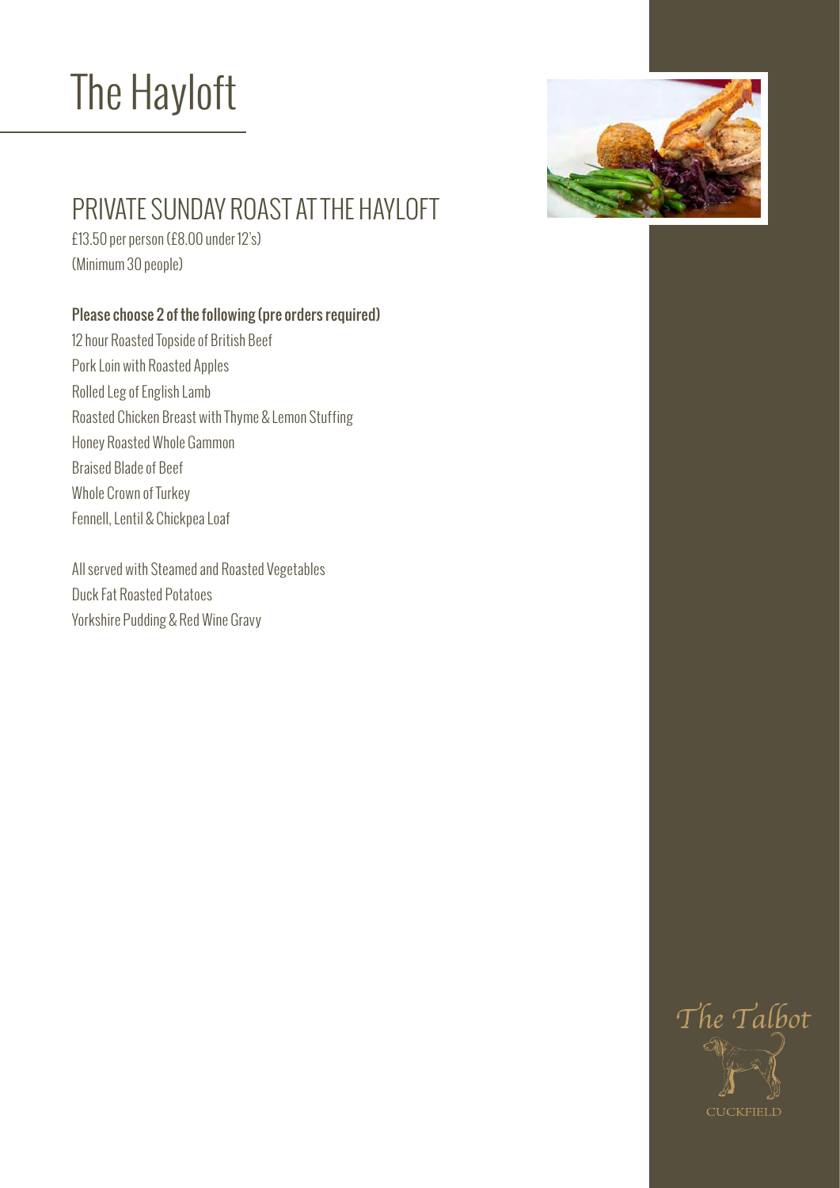# The Hayloft

## PRIVATE SUNDAY ROAST AT THE HAYLOFT

£13.50 per person (£8.00 under 12's)
(Minimum 30 people)

**Please choose 2 of the following (pre orders required)**

12 hour Roasted Topside of British Beef
Pork Loin with Roasted Apples
Rolled Leg of English Lamb
Roasted Chicken Breast with Thyme & Lemon Stuffing
Honey Roasted Whole Gammon
Braised Blade of Beef
Whole Crown of Turkey
Fennell, Lentil & Chickpea Loaf

All served with Steamed and Roasted Vegetables
Duck Fat Roasted Potatoes
Yorkshire Pudding & Red Wine Gravy

The Talbot
CUCKFIELD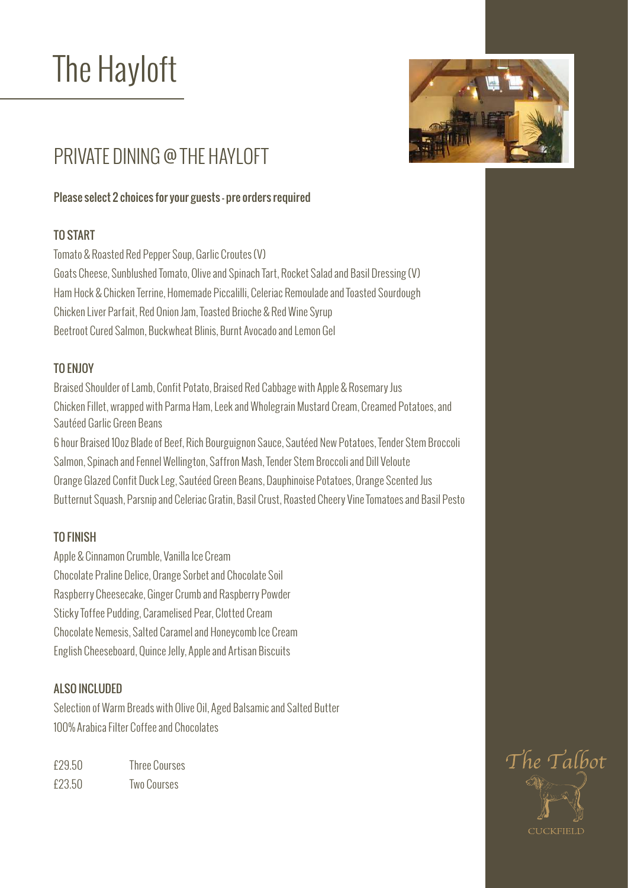# The Hayloft

## PRIVATE DINING @ THE HAYLOFT

**Please select 2 choices for your guests - pre orders required**

### TO START

Tomato & Roasted Red Pepper Soup, Garlic Croutes (V)
Goats Cheese, Sunblushed Tomato, Olive and Spinach Tart, Rocket Salad and Basil Dressing (V)
Ham Hock & Chicken Terrine, Homemade Piccalilli, Celeriac Remoulade and Toasted Sourdough
Chicken Liver Parfait, Red Onion Jam, Toasted Brioche & Red Wine Syrup
Beetroot Cured Salmon, Buckwheat Blinis, Burnt Avocado and Lemon Gel

### TO ENJOY

Braised Shoulder of Lamb, Confit Potato, Braised Red Cabbage with Apple & Rosemary Jus
Chicken Fillet, wrapped with Parma Ham, Leek and Wholegrain Mustard Cream, Creamed Potatoes, and Sautéed Garlic Green Beans
6 hour Braised 10oz Blade of Beef, Rich Bourguignon Sauce, Sautéed New Potatoes, Tender Stem Broccoli
Salmon, Spinach and Fennel Wellington, Saffron Mash, Tender Stem Broccoli and Dill Veloute
Orange Glazed Confit Duck Leg, Sautéed Green Beans, Dauphinoise Potatoes, Orange Scented Jus
Butternut Squash, Parsnip and Celeriac Gratin, Basil Crust, Roasted Cheery Vine Tomatoes and Basil Pesto

### TO FINISH

Apple & Cinnamon Crumble, Vanilla Ice Cream
Chocolate Praline Delice, Orange Sorbet and Chocolate Soil
Raspberry Cheesecake, Ginger Crumb and Raspberry Powder
Sticky Toffee Pudding, Caramelised Pear, Clotted Cream
Chocolate Nemesis, Salted Caramel and Honeycomb Ice Cream
English Cheeseboard, Quince Jelly, Apple and Artisan Biscuits

### ALSO INCLUDED

Selection of Warm Breads with Olive Oil, Aged Balsamic and Salted Butter
100% Arabica Filter Coffee and Chocolates

£29.50 Three Courses
£23.50 Two Courses

The Talbot
CUCKFIELD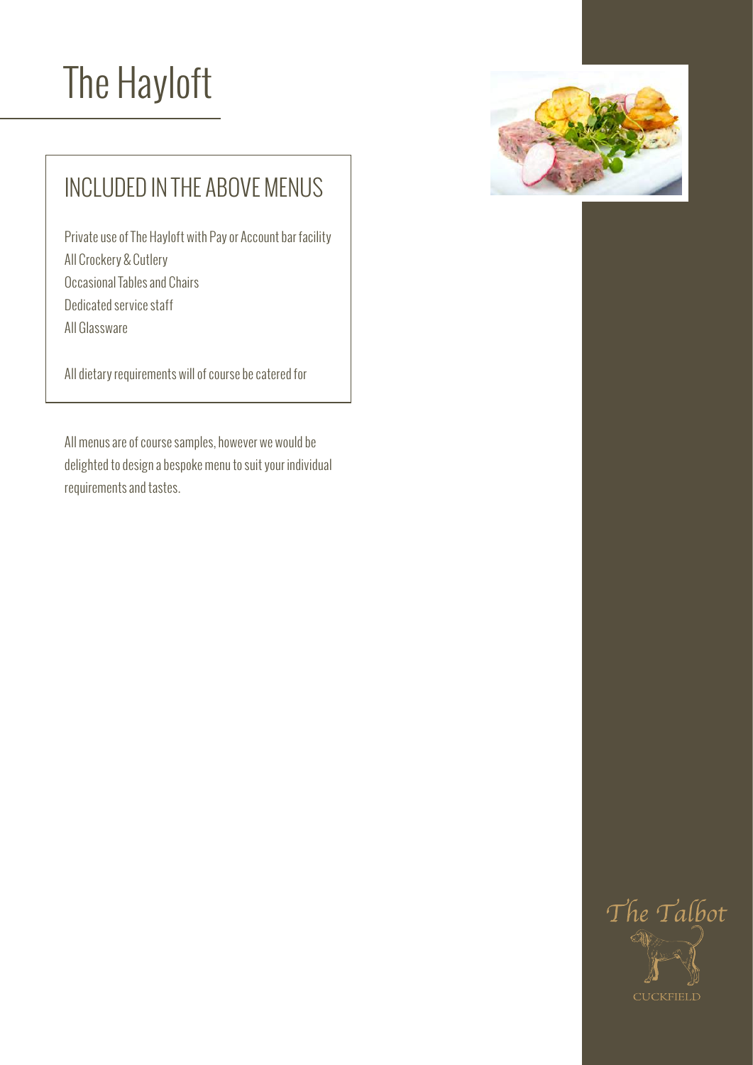# The Hayloft

## INCLUDED IN THE ABOVE MENUS

Private use of The Hayloft with Pay or Account bar facility
All Crockery & Cutlery
Occasional Tables and Chairs
Dedicated service staff
All Glassware

All dietary requirements will of course be catered for

All menus are of course samples, however we would be delighted to design a bespoke menu to suit your individual requirements and tastes.

The Talbot
CUCKFIELD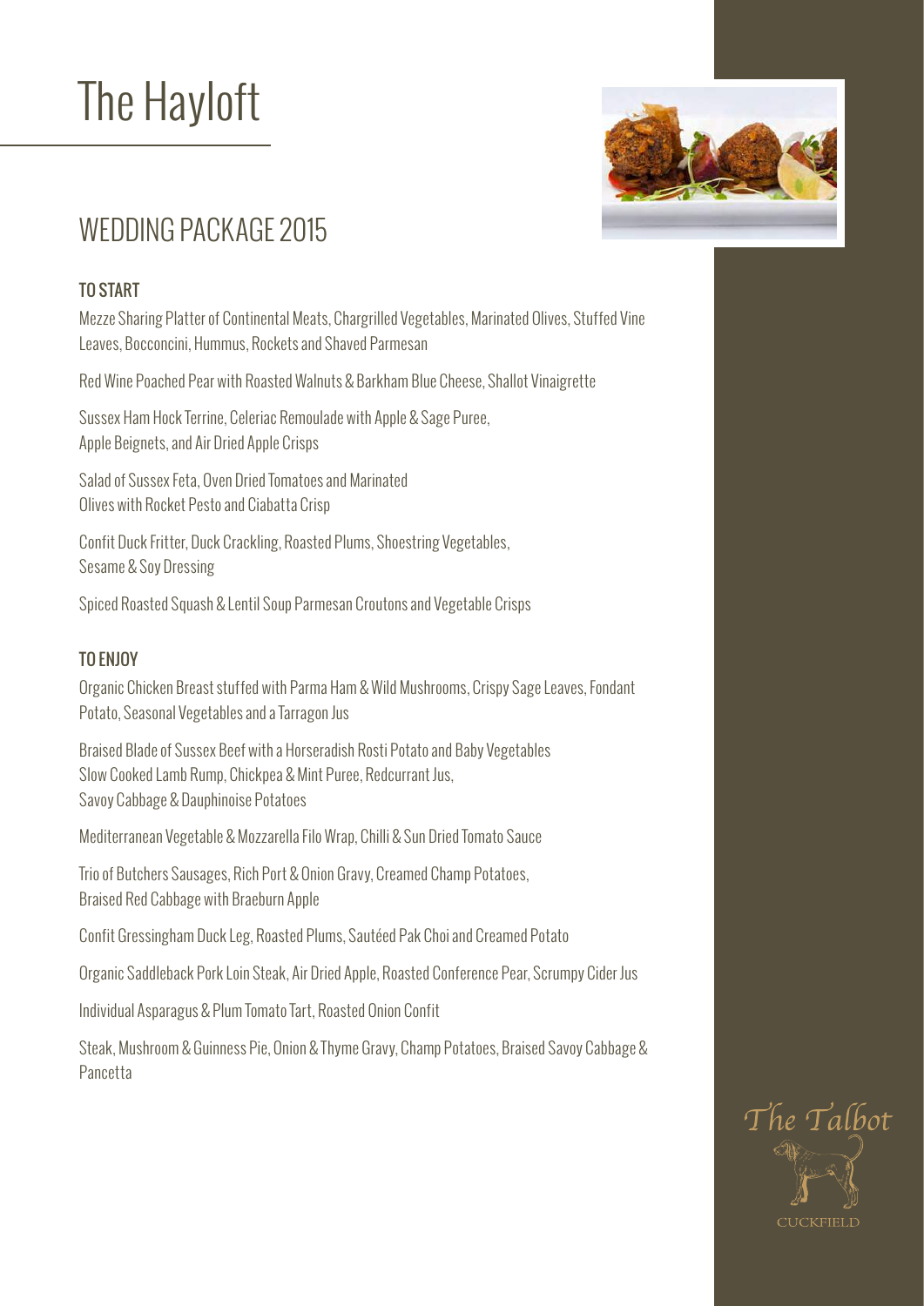# The Hayloft

## WEDDING PACKAGE 2015

### TO START

Mezze Sharing Platter of Continental Meats, Chargrilled Vegetables, Marinated Olives, Stuffed Vine Leaves, Bocconcini, Hummus, Rockets and Shaved Parmesan

Red Wine Poached Pear with Roasted Walnuts & Barkham Blue Cheese, Shallot Vinaigrette

Sussex Ham Hock Terrine, Celeriac Remoulade with Apple & Sage Puree, Apple Beignets, and Air Dried Apple Crisps

Salad of Sussex Feta, Oven Dried Tomatoes and Marinated Olives with Rocket Pesto and Ciabatta Crisp

Confit Duck Fritter, Duck Crackling, Roasted Plums, Shoestring Vegetables, Sesame & Soy Dressing

Spiced Roasted Squash & Lentil Soup Parmesan Croutons and Vegetable Crisps

### TO ENJOY

Organic Chicken Breast stuffed with Parma Ham & Wild Mushrooms, Crispy Sage Leaves, Fondant Potato, Seasonal Vegetables and a Tarragon Jus

Braised Blade of Sussex Beef with a Horseradish Rosti Potato and Baby Vegetables
Slow Cooked Lamb Rump, Chickpea & Mint Puree, Redcurrant Jus, Savoy Cabbage & Dauphinoise Potatoes

Mediterranean Vegetable & Mozzarella Filo Wrap, Chilli & Sun Dried Tomato Sauce

Trio of Butchers Sausages, Rich Port & Onion Gravy, Creamed Champ Potatoes, Braised Red Cabbage with Braeburn Apple

Confit Gressingham Duck Leg, Roasted Plums, Sautéed Pak Choi and Creamed Potato

Organic Saddleback Pork Loin Steak, Air Dried Apple, Roasted Conference Pear, Scrumpy Cider Jus

Individual Asparagus & Plum Tomato Tart, Roasted Onion Confit

Steak, Mushroom & Guinness Pie, Onion & Thyme Gravy, Champ Potatoes, Braised Savoy Cabbage & Pancetta

The Talbot
CUCKFIELD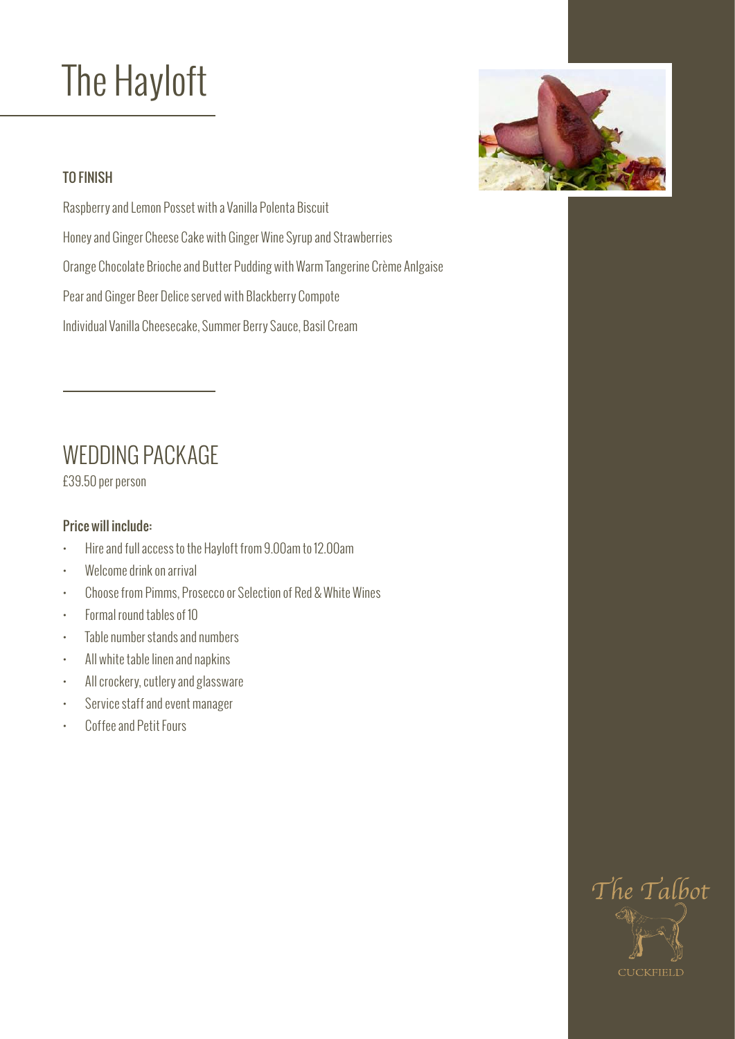# The Hayloft

### TO FINISH

Raspberry and Lemon Posset with a Vanilla Polenta Biscuit

Honey and Ginger Cheese Cake with Ginger Wine Syrup and Strawberries

Orange Chocolate Brioche and Butter Pudding with Warm Tangerine Crème Anlgaise

Pear and Ginger Beer Delice served with Blackberry Compote

Individual Vanilla Cheesecake, Summer Berry Sauce, Basil Cream

## WEDDING PACKAGE

£39.50 per person

**Price will include:**

- Hire and full access to the Hayloft from 9.00am to 12.00am
- Welcome drink on arrival
- Choose from Pimms, Prosecco or Selection of Red & White Wines
- Formal round tables of 10
- Table number stands and numbers
- All white table linen and napkins
- All crockery, cutlery and glassware
- Service staff and event manager
- Coffee and Petit Fours

The Talbot

CUCKFIELD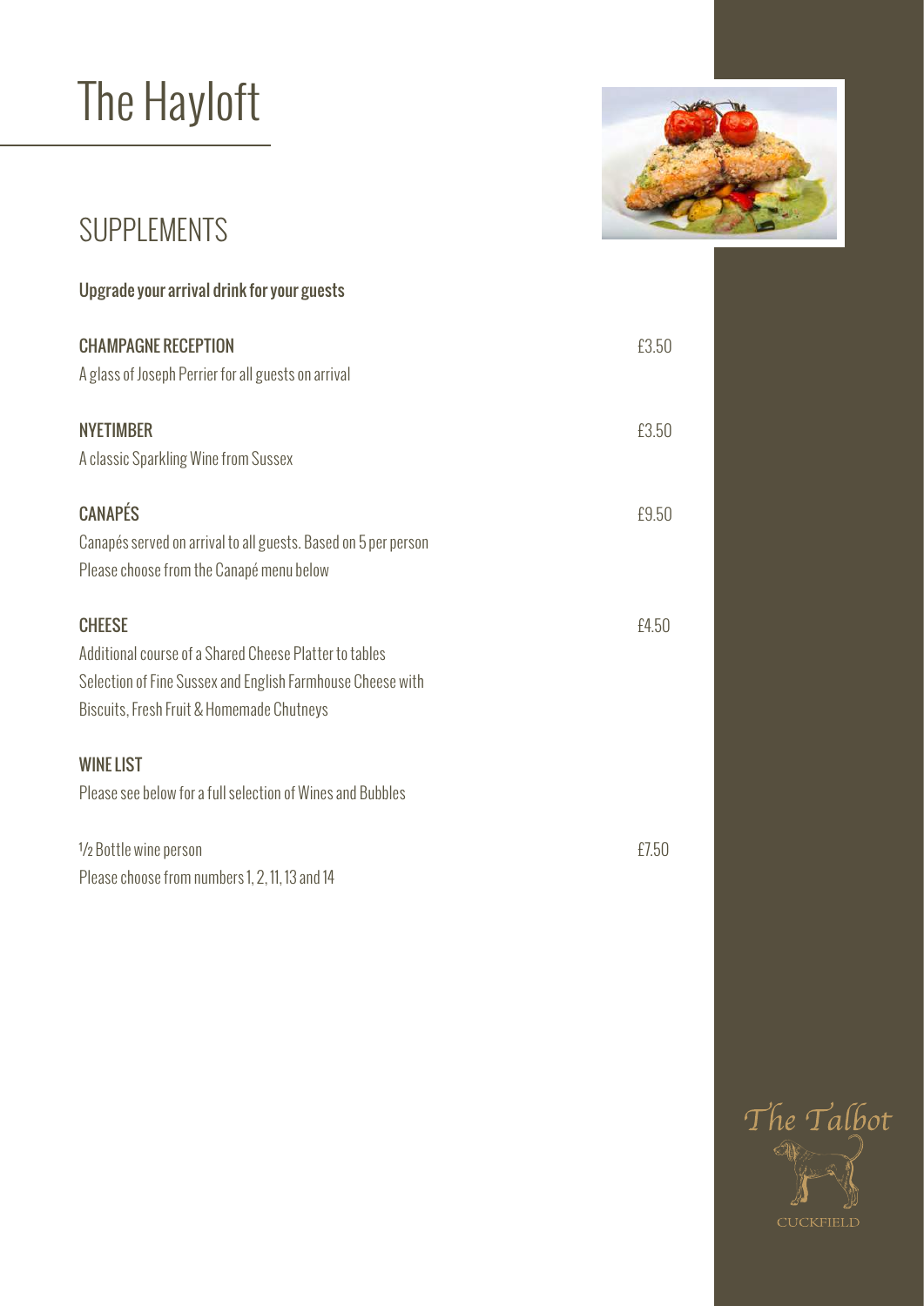# The Hayloft

## SUPPLEMENTS

**Upgrade your arrival drink for your guests**

**CHAMPAGNE RECEPTION** £3.50
A glass of Joseph Perrier for all guests on arrival

**NYETIMBER** £3.50
A classic Sparkling Wine from Sussex

**CANAPÉS** £9.50
Canapés served on arrival to all guests. Based on 5 per person
Please choose from the Canapé menu below

**CHEESE** £4.50
Additional course of a Shared Cheese Platter to tables
Selection of Fine Sussex and English Farmhouse Cheese with
Biscuits, Fresh Fruit & Homemade Chutneys

**WINE LIST**
Please see below for a full selection of Wines and Bubbles

½ Bottle wine person £7.50
Please choose from numbers 1, 2, 11, 13 and 14

The Talbot
CUCKFIELD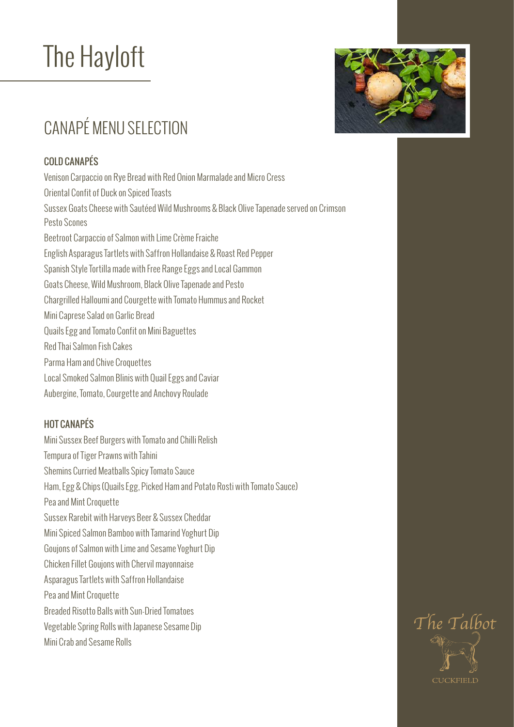# The Hayloft

## CANAPÉ MENU SELECTION

### COLD CANAPÉS

Venison Carpaccio on Rye Bread with Red Onion Marmalade and Micro Cress
Oriental Confit of Duck on Spiced Toasts
Sussex Goats Cheese with Sautéed Wild Mushrooms & Black Olive Tapenade served on Crimson Pesto Scones
Beetroot Carpaccio of Salmon with Lime Crème Fraiche
English Asparagus Tartlets with Saffron Hollandaise & Roast Red Pepper
Spanish Style Tortilla made with Free Range Eggs and Local Gammon
Goats Cheese, Wild Mushroom, Black Olive Tapenade and Pesto
Chargrilled Halloumi and Courgette with Tomato Hummus and Rocket
Mini Caprese Salad on Garlic Bread
Quails Egg and Tomato Confit on Mini Baguettes
Red Thai Salmon Fish Cakes
Parma Ham and Chive Croquettes
Local Smoked Salmon Blinis with Quail Eggs and Caviar
Aubergine, Tomato, Courgette and Anchovy Roulade

### HOT CANAPÉS

Mini Sussex Beef Burgers with Tomato and Chilli Relish
Tempura of Tiger Prawns with Tahini
Shemins Curried Meatballs Spicy Tomato Sauce
Ham, Egg & Chips (Quails Egg, Picked Ham and Potato Rosti with Tomato Sauce)
Pea and Mint Croquette
Sussex Rarebit with Harveys Beer & Sussex Cheddar
Mini Spiced Salmon Bamboo with Tamarind Yoghurt Dip
Goujons of Salmon with Lime and Sesame Yoghurt Dip
Chicken Fillet Goujons with Chervil mayonnaise
Asparagus Tartlets with Saffron Hollandaise
Pea and Mint Croquette
Breaded Risotto Balls with Sun-Dried Tomatoes
Vegetable Spring Rolls with Japanese Sesame Dip
Mini Crab and Sesame Rolls

The Talbot
CUCKFIELD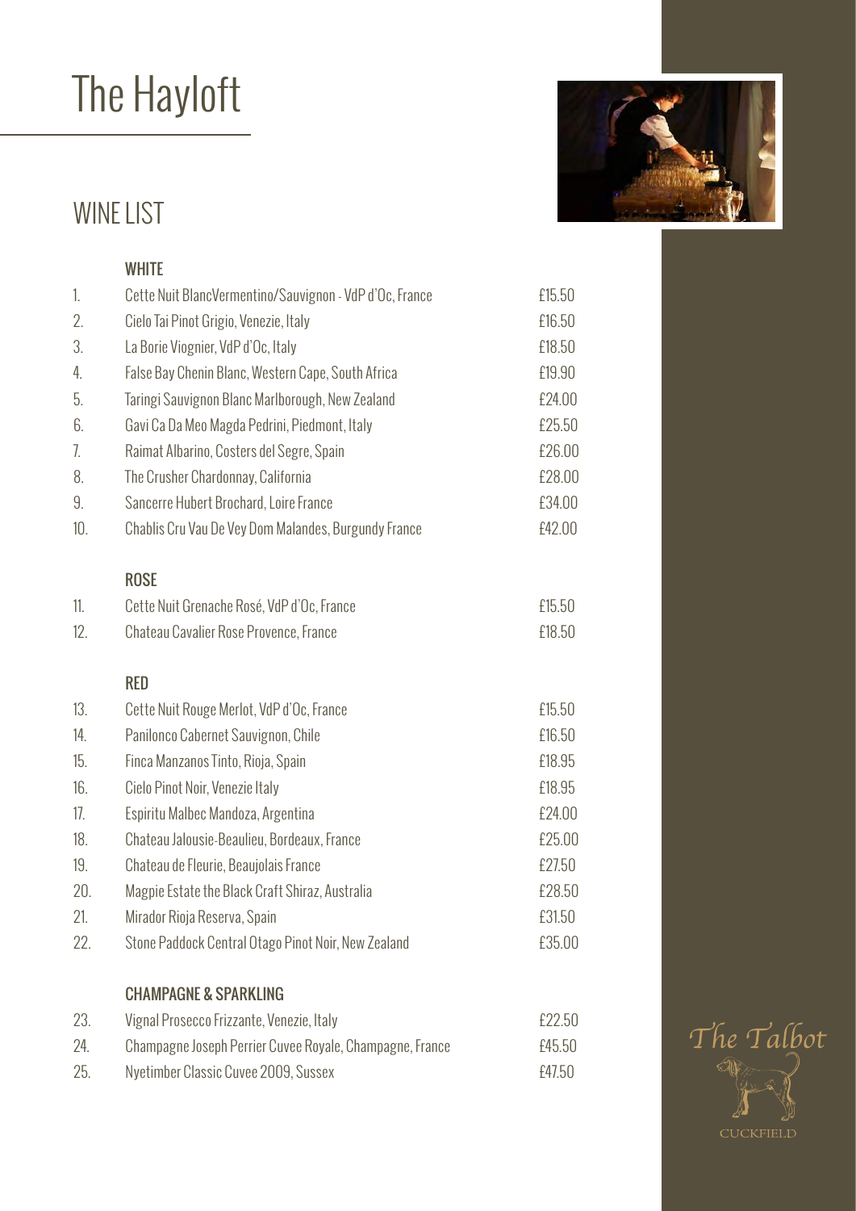# The Hayloft

## WINE LIST

### WHITE

| | | |
|---|---|---|
| 1. | Cette Nuit BlancVermentino/Sauvignon - VdP d'Oc, France | £15.50 |
| 2. | Cielo Tai Pinot Grigio, Venezie, Italy | £16.50 |
| 3. | La Borie Viognier, VdP d'Oc, Italy | £18.50 |
| 4. | False Bay Chenin Blanc, Western Cape, South Africa | £19.90 |
| 5. | Taringi Sauvignon Blanc Marlborough, New Zealand | £24.00 |
| 6. | Gavi Ca Da Meo Magda Pedrini, Piedmont, Italy | £25.50 |
| 7. | Raimat Albarino, Costers del Segre, Spain | £26.00 |
| 8. | The Crusher Chardonnay, California | £28.00 |
| 9. | Sancerre Hubert Brochard, Loire France | £34.00 |
| 10. | Chablis Cru Vau De Vey Dom Malandes, Burgundy France | £42.00 |

### ROSE

| | | |
|---|---|---|
| 11. | Cette Nuit Grenache Rosé, VdP d'Oc, France | £15.50 |
| 12. | Chateau Cavalier Rose Provence, France | £18.50 |

### RED

| | | |
|---|---|---|
| 13. | Cette Nuit Rouge Merlot, VdP d'Oc, France | £15.50 |
| 14. | Panilonco Cabernet Sauvignon, Chile | £16.50 |
| 15. | Finca Manzanos Tinto, Rioja, Spain | £18.95 |
| 16. | Cielo Pinot Noir, Venezie Italy | £18.95 |
| 17. | Espiritu Malbec Mandoza, Argentina | £24.00 |
| 18. | Chateau Jalousie-Beaulieu, Bordeaux, France | £25.00 |
| 19. | Chateau de Fleurie, Beaujolais France | £27.50 |
| 20. | Magpie Estate the Black Craft Shiraz, Australia | £28.50 |
| 21. | Mirador Rioja Reserva, Spain | £31.50 |
| 22. | Stone Paddock Central Otago Pinot Noir, New Zealand | £35.00 |

### CHAMPAGNE & SPARKLING

| | | |
|---|---|---|
| 23. | Vignal Prosecco Frizzante, Venezie, Italy | £22.50 |
| 24. | Champagne Joseph Perrier Cuvee Royale, Champagne, France | £45.50 |
| 25. | Nyetimber Classic Cuvee 2009, Sussex | £47.50 |

The Talbot

CUCKFIELD